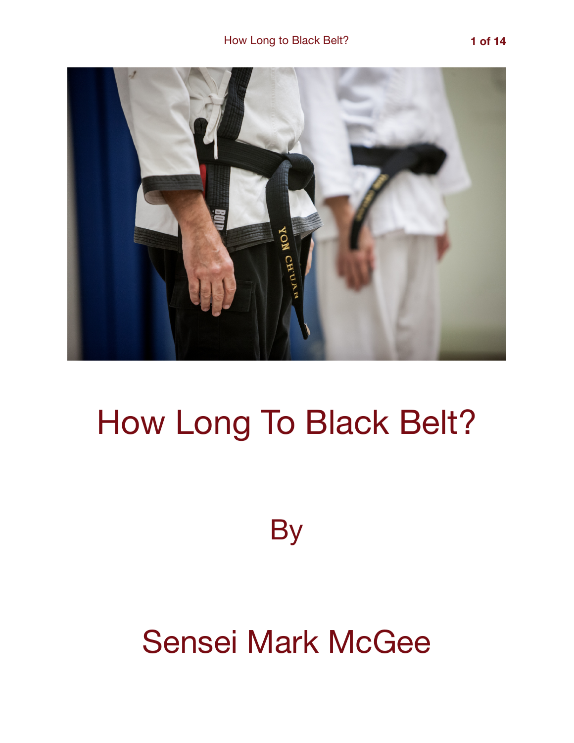# How Long To Black Belt?

By

Sensei Mark McGee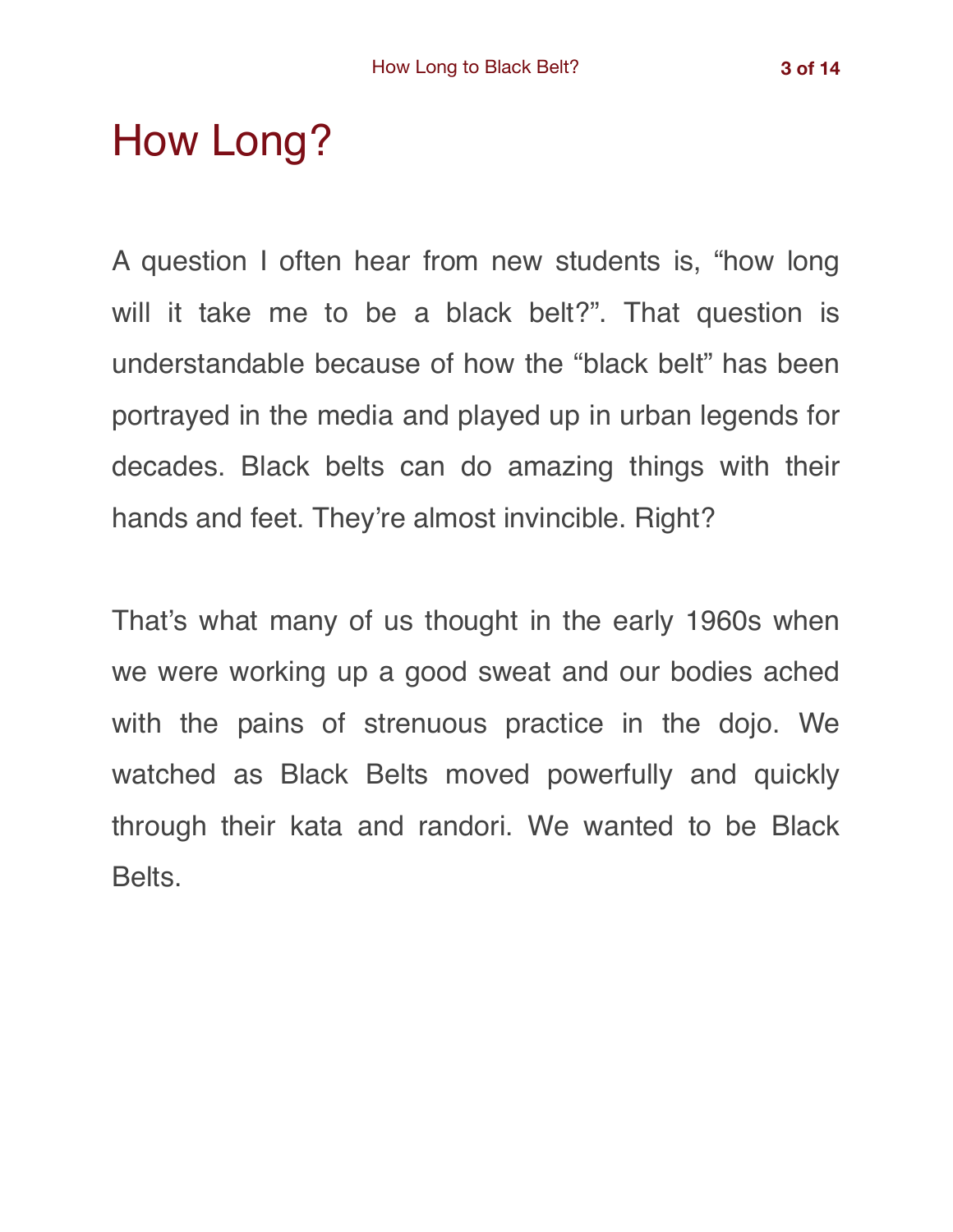# How Long?

A question I often hear from new students is, "how long will it take me to be a black belt?". That question is understandable because of how the "black belt" has been portrayed in the media and played up in urban legends for decades. Black belts can do amazing things with their hands and feet. They're almost invincible. Right?

That's what many of us thought in the early 1960s when we were working up a good sweat and our bodies ached with the pains of strenuous practice in the dojo. We watched as Black Belts moved powerfully and quickly through their kata and randori. We wanted to be Black Belts.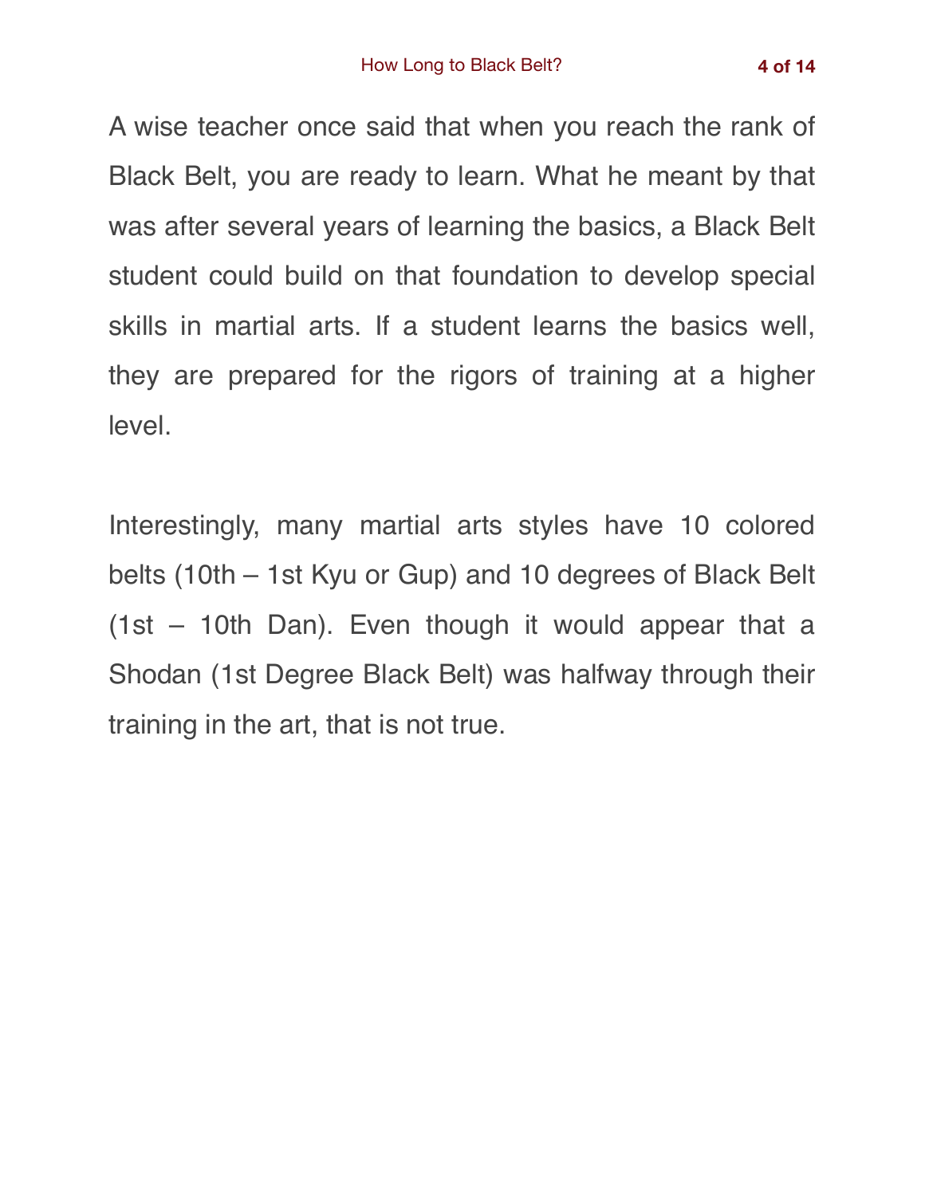A wise teacher once said that when you reach the rank of Black Belt, you are ready to learn. What he meant by that was after several years of learning the basics, a Black Belt student could build on that foundation to develop special skills in martial arts. If a student learns the basics well, they are prepared for the rigors of training at a higher level.

Interestingly, many martial arts styles have 10 colored belts (10th – 1st Kyu or Gup) and 10 degrees of Black Belt (1st – 10th Dan). Even though it would appear that a Shodan (1st Degree Black Belt) was halfway through their training in the art, that is not true.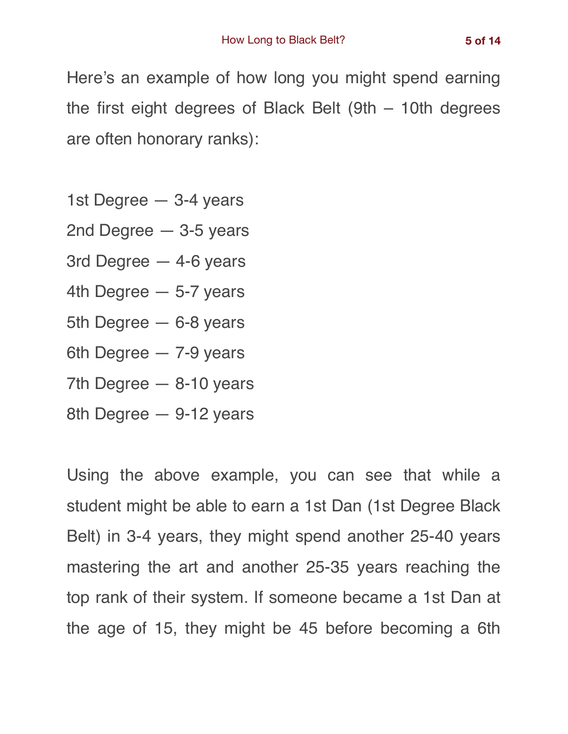Here's an example of how long you might spend earning the first eight degrees of Black Belt (9th – 10th degrees are often honorary ranks):

1st Degree — 3-4 years
2nd Degree — 3-5 years
3rd Degree — 4-6 years
4th Degree — 5-7 years
5th Degree — 6-8 years
6th Degree — 7-9 years
7th Degree — 8-10 years
8th Degree — 9-12 years

Using the above example, you can see that while a student might be able to earn a 1st Dan (1st Degree Black Belt) in 3-4 years, they might spend another 25-40 years mastering the art and another 25-35 years reaching the top rank of their system. If someone became a 1st Dan at the age of 15, they might be 45 before becoming a 6th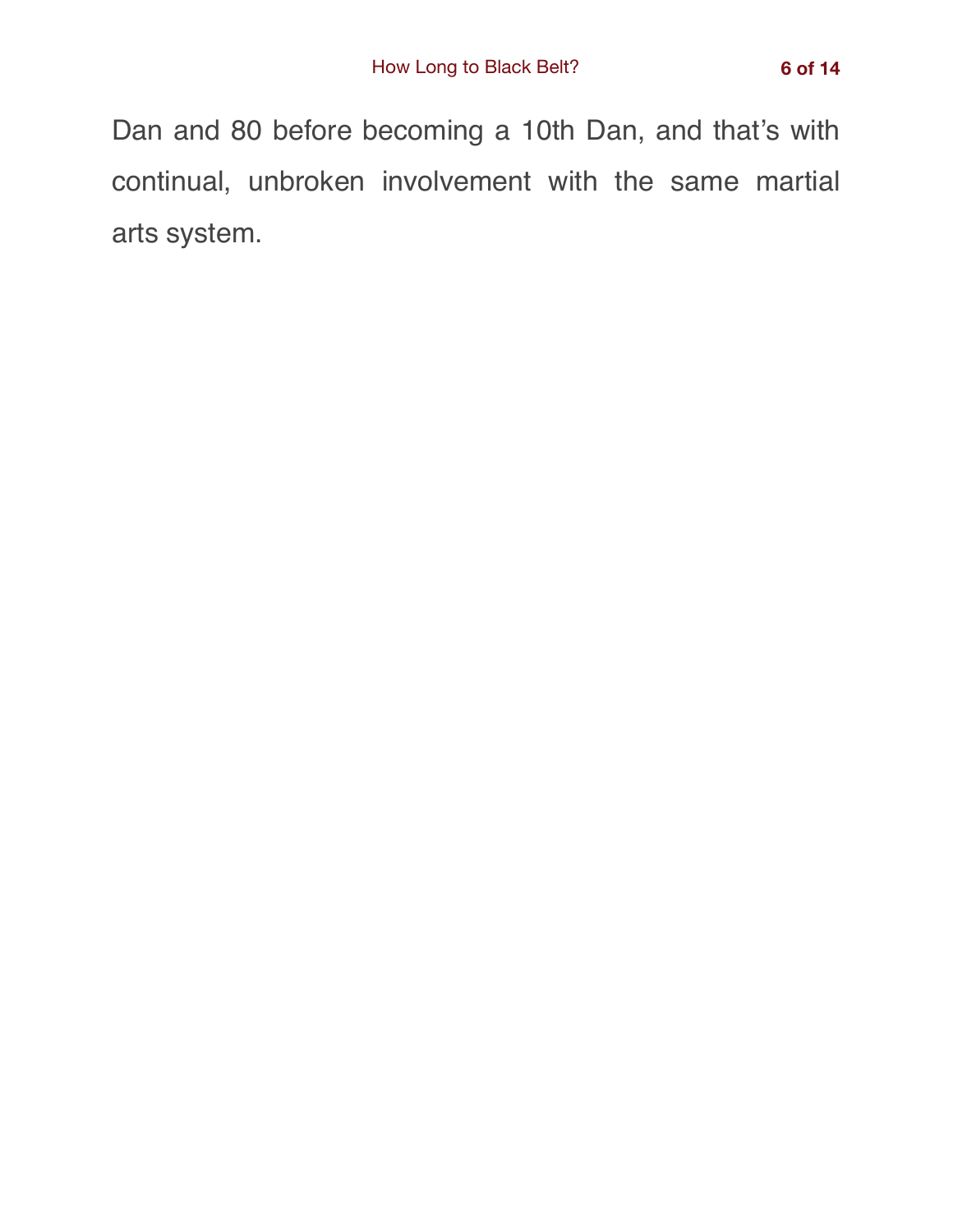Dan and 80 before becoming a 10th Dan, and that's with continual, unbroken involvement with the same martial arts system.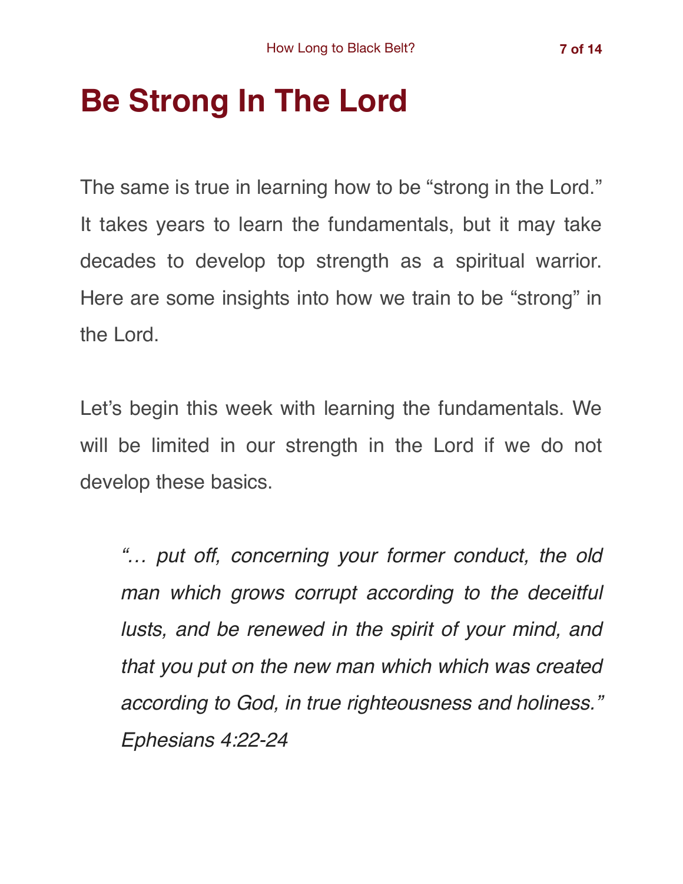# Be Strong In The Lord

The same is true in learning how to be "strong in the Lord." It takes years to learn the fundamentals, but it may take decades to develop top strength as a spiritual warrior. Here are some insights into how we train to be "strong" in the Lord.

Let's begin this week with learning the fundamentals. We will be limited in our strength in the Lord if we do not develop these basics.

> *"… put off, concerning your former conduct, the old man which grows corrupt according to the deceitful lusts, and be renewed in the spirit of your mind, and that you put on the new man which which was created according to God, in true righteousness and holiness." Ephesians 4:22-24*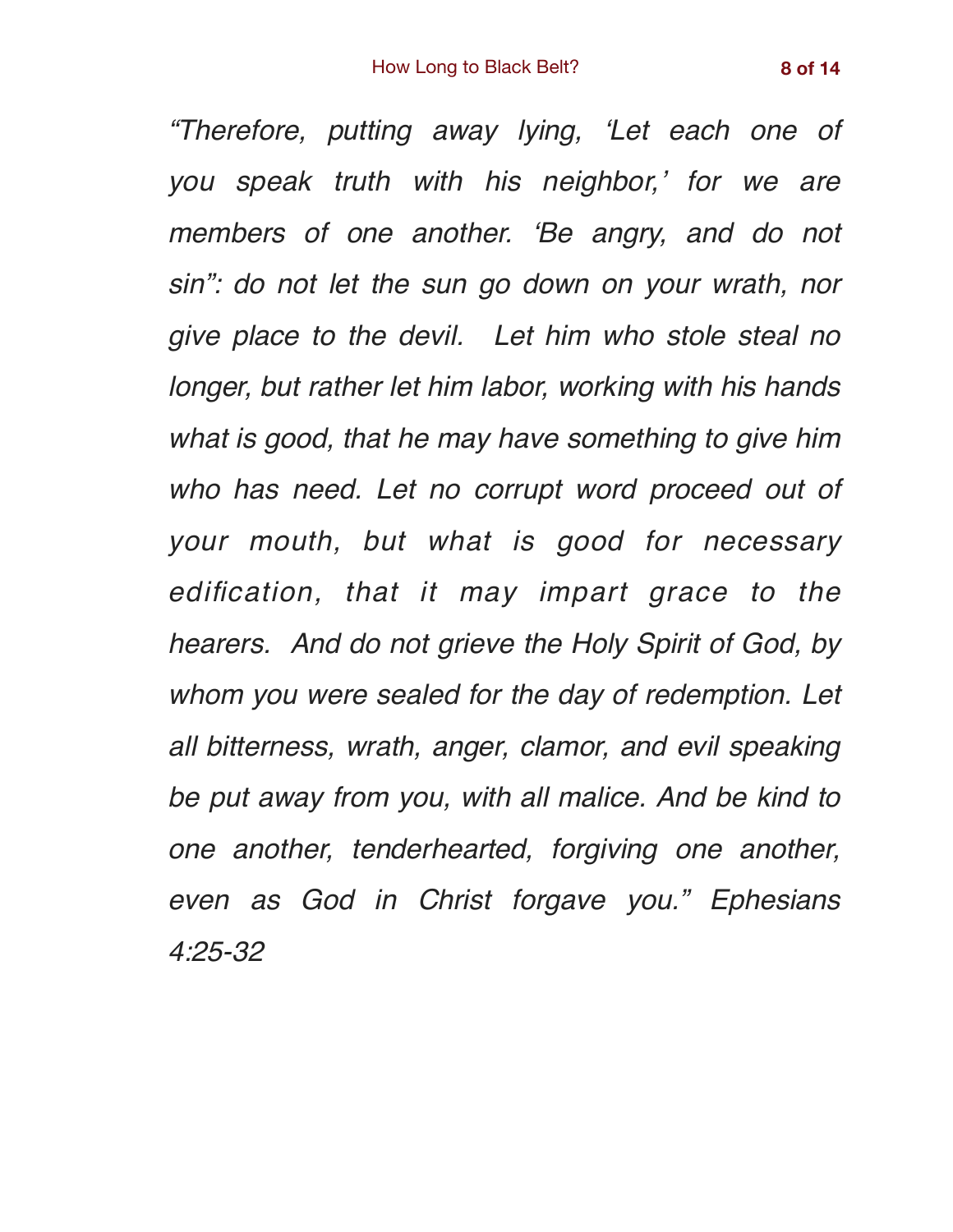*"Therefore, putting away lying, 'Let each one of you speak truth with his neighbor,' for we are members of one another. 'Be angry, and do not sin": do not let the sun go down on your wrath, nor give place to the devil.  Let him who stole steal no longer, but rather let him labor, working with his hands what is good, that he may have something to give him who has need. Let no corrupt word proceed out of your mouth, but what is good for necessary edification, that it may impart grace to the hearers.  And do not grieve the Holy Spirit of God, by whom you were sealed for the day of redemption. Let all bitterness, wrath, anger, clamor, and evil speaking be put away from you, with all malice. And be kind to one another, tenderhearted, forgiving one another, even as God in Christ forgave you." Ephesians 4:25-32*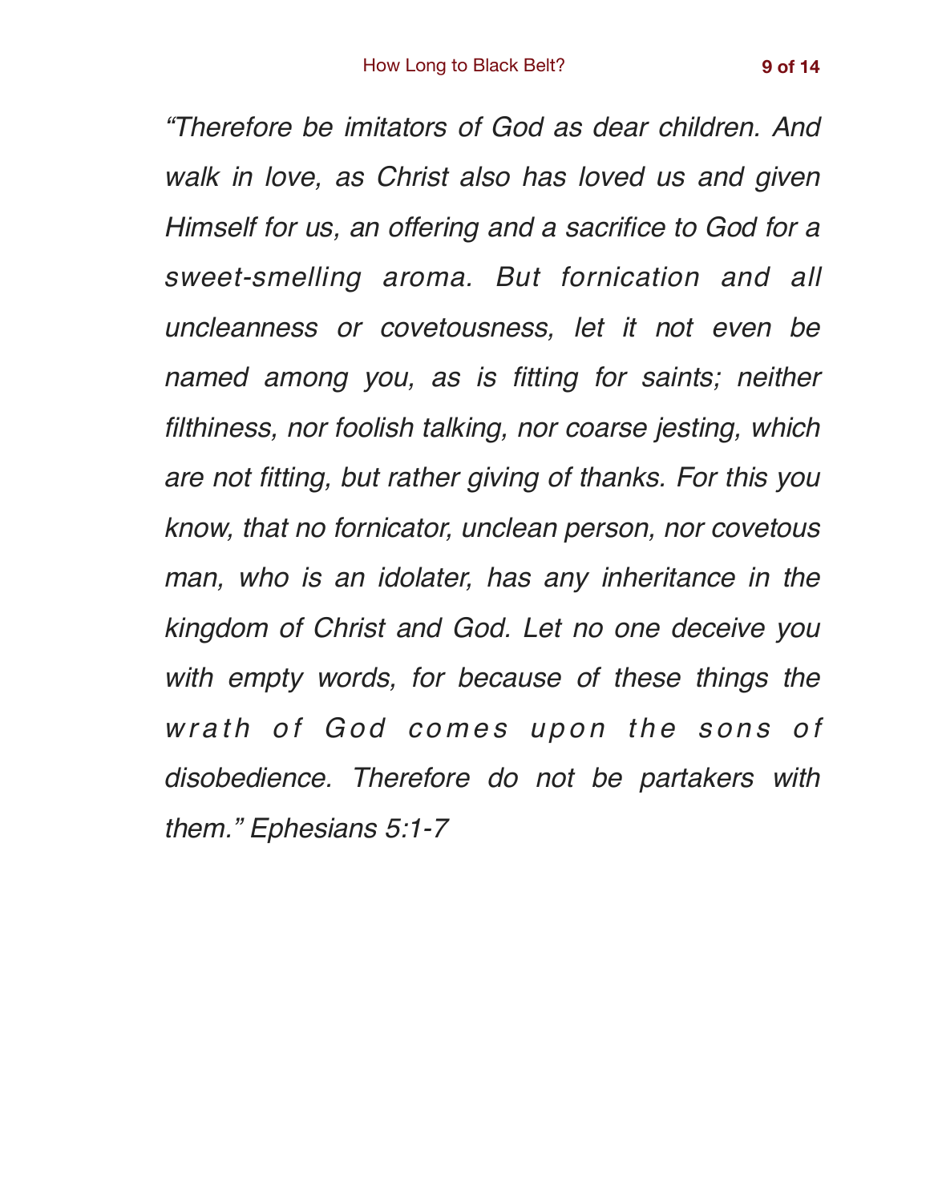*"Therefore be imitators of God as dear children. And walk in love, as Christ also has loved us and given Himself for us, an offering and a sacrifice to God for a sweet-smelling aroma. But fornication and all uncleanness or covetousness, let it not even be named among you, as is fitting for saints; neither filthiness, nor foolish talking, nor coarse jesting, which are not fitting, but rather giving of thanks. For this you know, that no fornicator, unclean person, nor covetous man, who is an idolater, has any inheritance in the kingdom of Christ and God. Let no one deceive you with empty words, for because of these things the wrath of God comes upon the sons of disobedience. Therefore do not be partakers with them." Ephesians 5:1-7*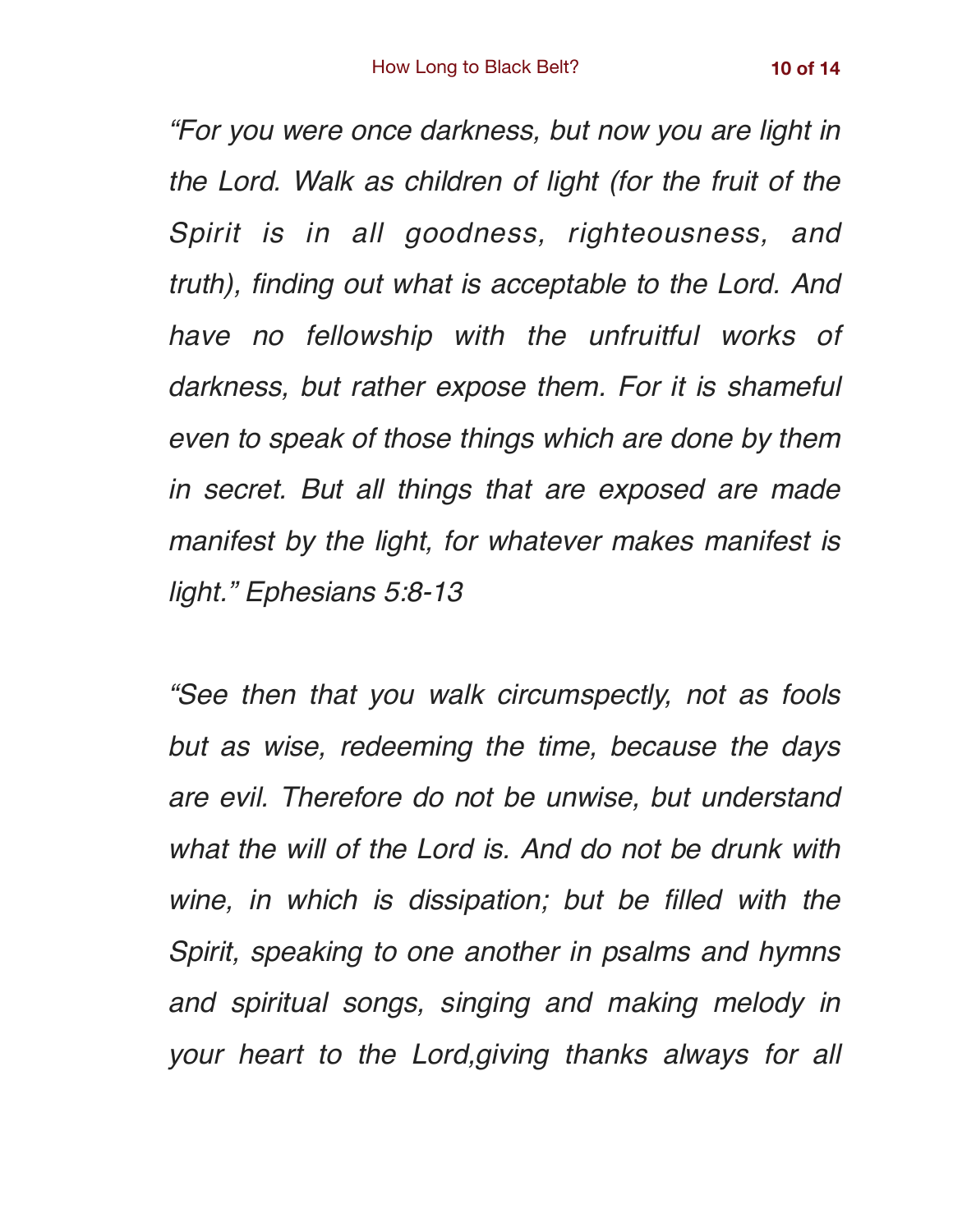*"For you were once darkness, but now you are light in the Lord. Walk as children of light (for the fruit of the Spirit is in all goodness, righteousness, and truth), finding out what is acceptable to the Lord. And have no fellowship with the unfruitful works of darkness, but rather expose them. For it is shameful even to speak of those things which are done by them in secret. But all things that are exposed are made manifest by the light, for whatever makes manifest is light." Ephesians 5:8-13*

*"See then that you walk circumspectly, not as fools but as wise, redeeming the time, because the days are evil. Therefore do not be unwise, but understand what the will of the Lord is. And do not be drunk with wine, in which is dissipation; but be filled with the Spirit, speaking to one another in psalms and hymns and spiritual songs, singing and making melody in your heart to the Lord,giving thanks always for all*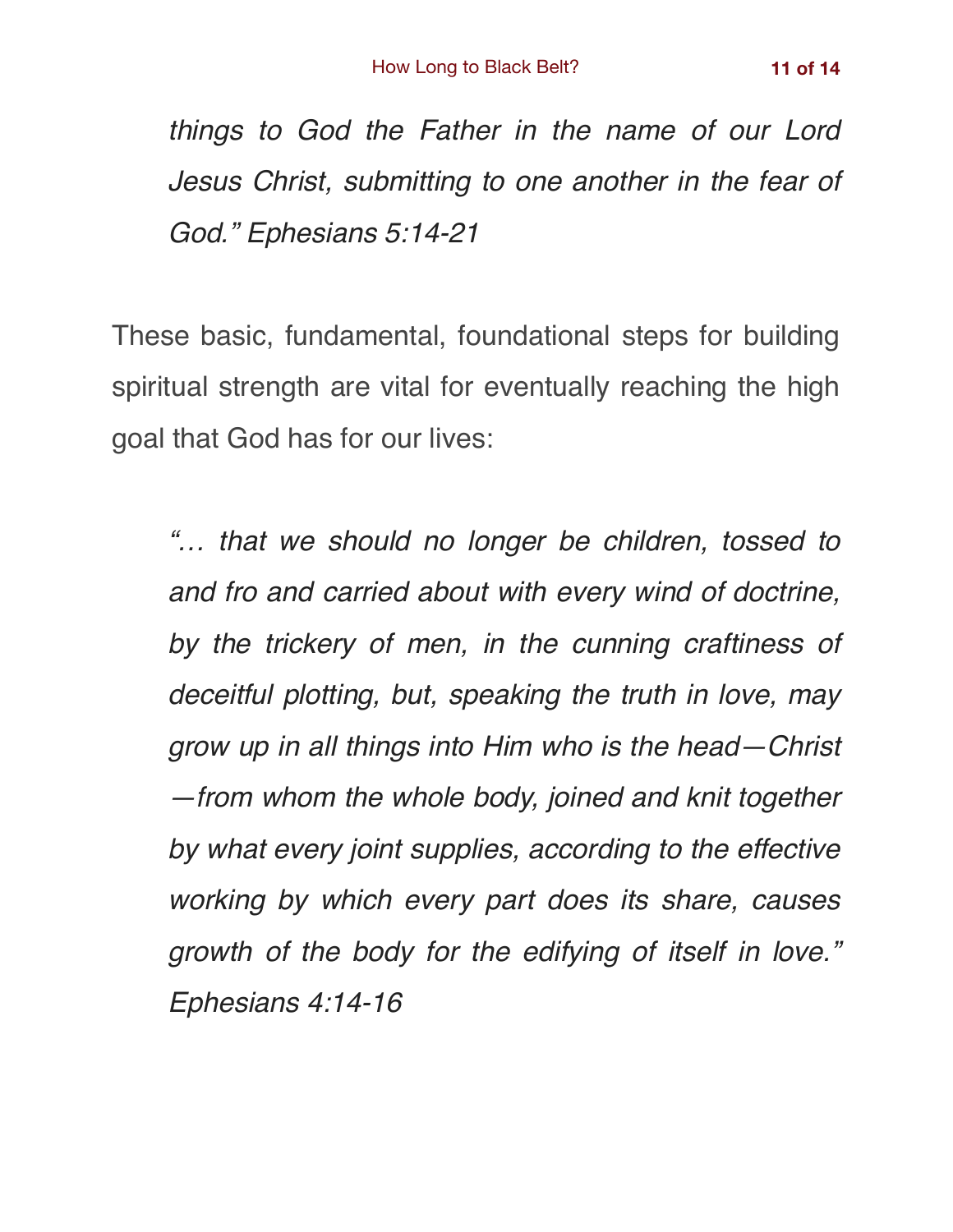> *things to God the Father in the name of our Lord Jesus Christ, submitting to one another in the fear of God." Ephesians 5:14-21*

These basic, fundamental, foundational steps for building spiritual strength are vital for eventually reaching the high goal that God has for our lives:

> *"… that we should no longer be children, tossed to and fro and carried about with every wind of doctrine, by the trickery of men, in the cunning craftiness of deceitful plotting, but, speaking the truth in love, may grow up in all things into Him who is the head—Christ—from whom the whole body, joined and knit together by what every joint supplies, according to the effective working by which every part does its share, causes growth of the body for the edifying of itself in love." Ephesians 4:14-16*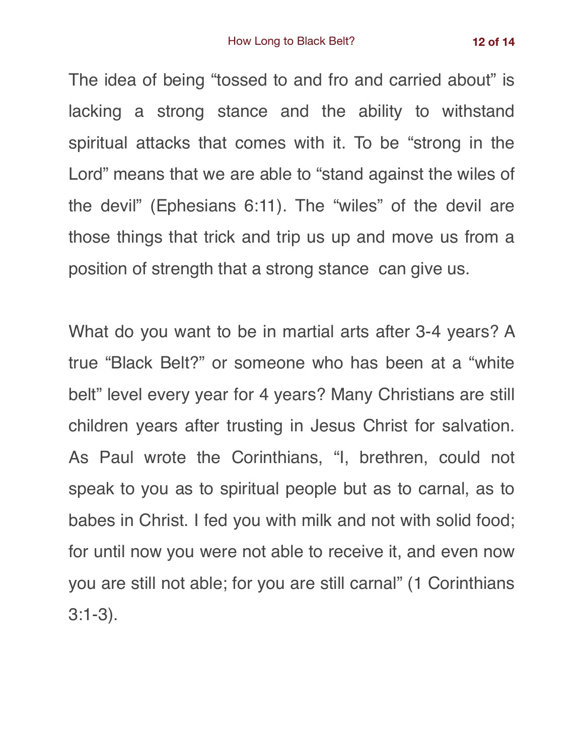The idea of being “tossed to and fro and carried about” is lacking a strong stance and the ability to withstand spiritual attacks that comes with it. To be “strong in the Lord” means that we are able to “stand against the wiles of the devil” (Ephesians 6:11). The “wiles” of the devil are those things that trick and trip us up and move us from a position of strength that a strong stance  can give us.

What do you want to be in martial arts after 3-4 years? A true “Black Belt?” or someone who has been at a “white belt” level every year for 4 years? Many Christians are still children years after trusting in Jesus Christ for salvation. As Paul wrote the Corinthians, “I, brethren, could not speak to you as to spiritual people but as to carnal, as to babes in Christ. I fed you with milk and not with solid food; for until now you were not able to receive it, and even now you are still not able; for you are still carnal” (1 Corinthians 3:1-3).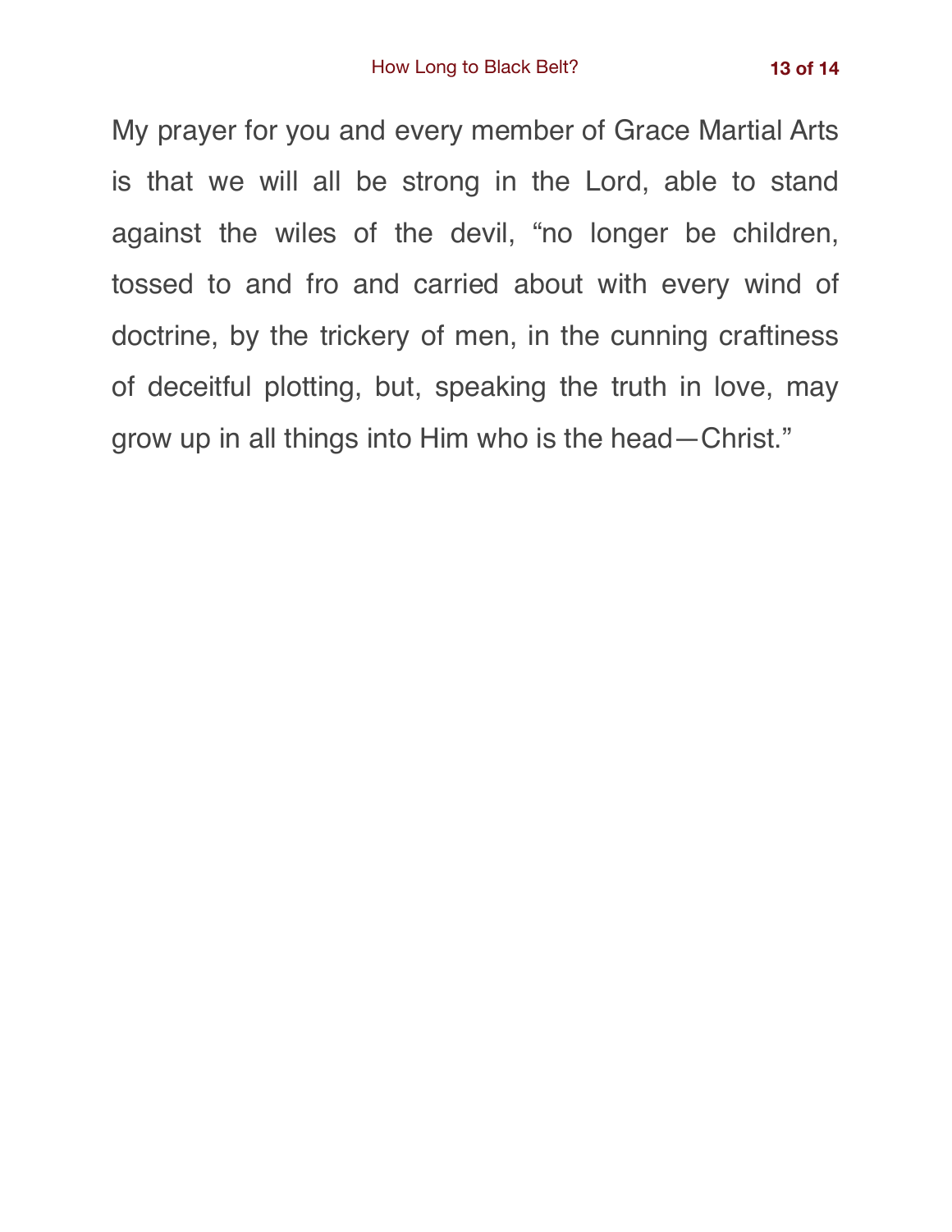My prayer for you and every member of Grace Martial Arts is that we will all be strong in the Lord, able to stand against the wiles of the devil, “no longer be children, tossed to and fro and carried about with every wind of doctrine, by the trickery of men, in the cunning craftiness of deceitful plotting, but, speaking the truth in love, may grow up in all things into Him who is the head—Christ.”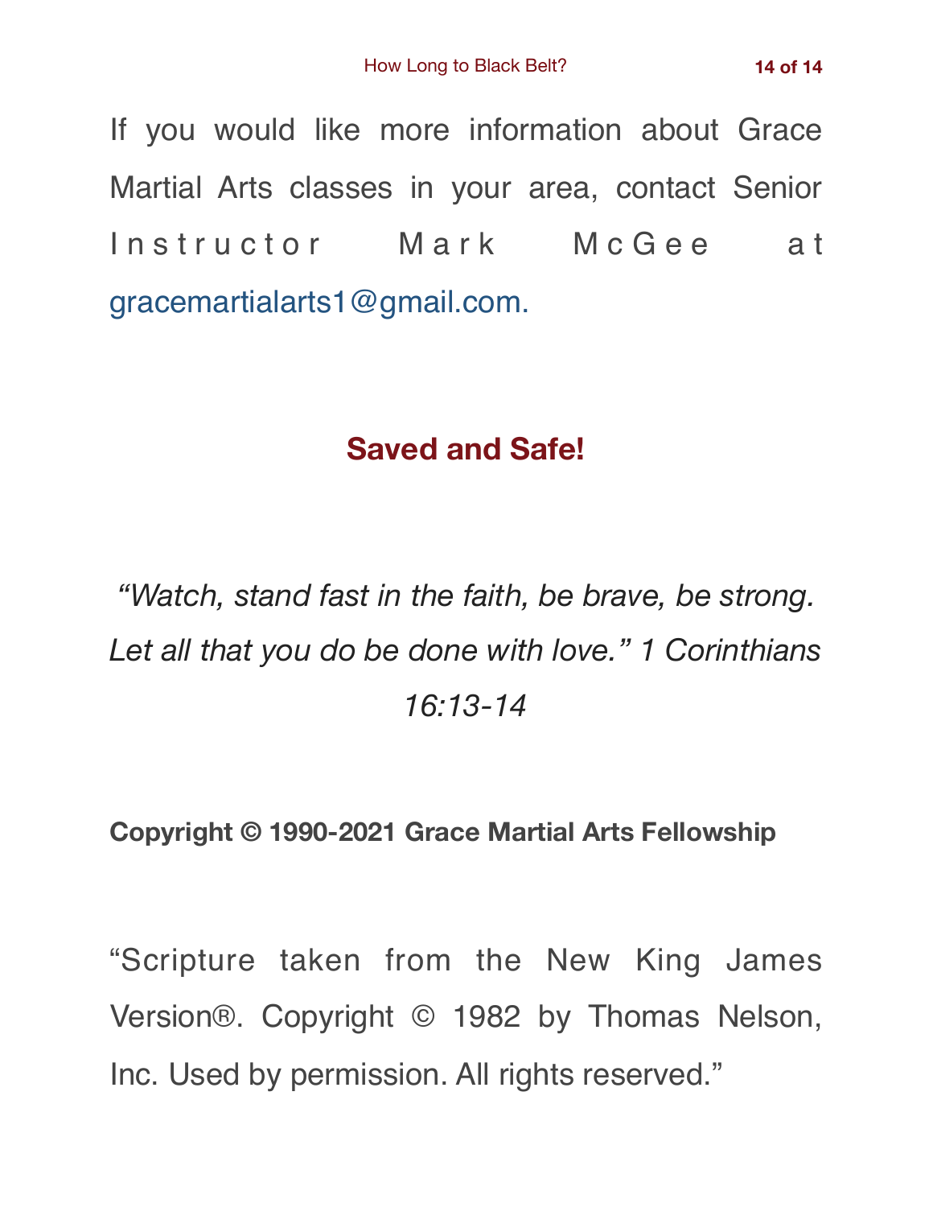If you would like more information about Grace Martial Arts classes in your area, contact Senior Instructor Mark McGee at gracemartialarts1@gmail.com.

## Saved and Safe!

*"Watch, stand fast in the faith, be brave, be strong. Let all that you do be done with love." 1 Corinthians 16:13-14*

**Copyright © 1990-2021 Grace Martial Arts Fellowship**

"Scripture taken from the New King James Version®. Copyright © 1982 by Thomas Nelson, Inc. Used by permission. All rights reserved."